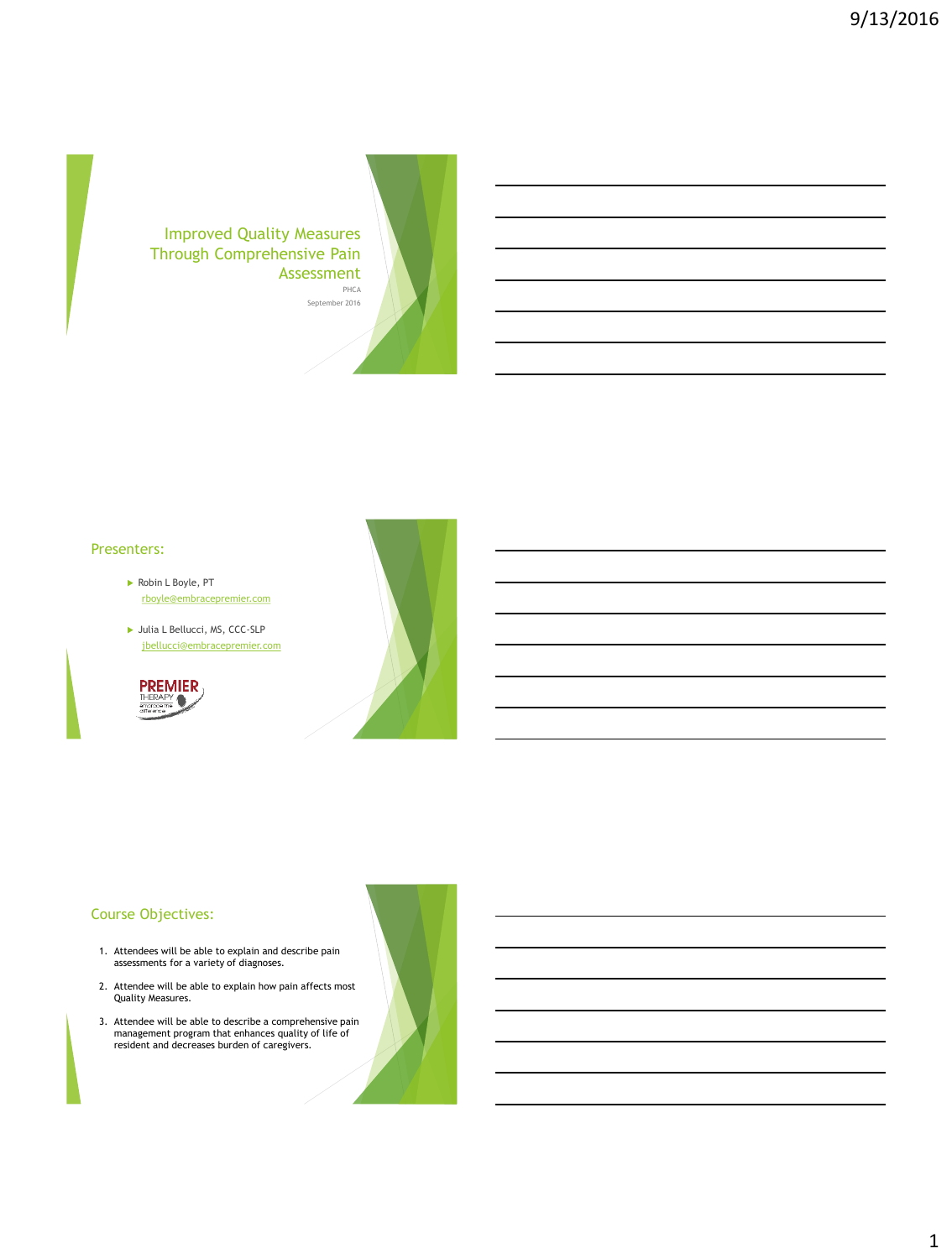# Improved Quality Measures Through Comprehensive Pain Assessment

PHCA

September 2016

## Presenters:

- Robin L Boyle, PT
  rboyle@embracepremier.com
- Julia L Bellucci, MS, CCC-SLP
  jbellucci@embracepremier.com

## Course Objectives:

1. Attendees will be able to explain and describe pain assessments for a variety of diagnoses.
2. Attendee will be able to explain how pain affects most Quality Measures.
3. Attendee will be able to describe a comprehensive pain management program that enhances quality of life of resident and decreases burden of caregivers.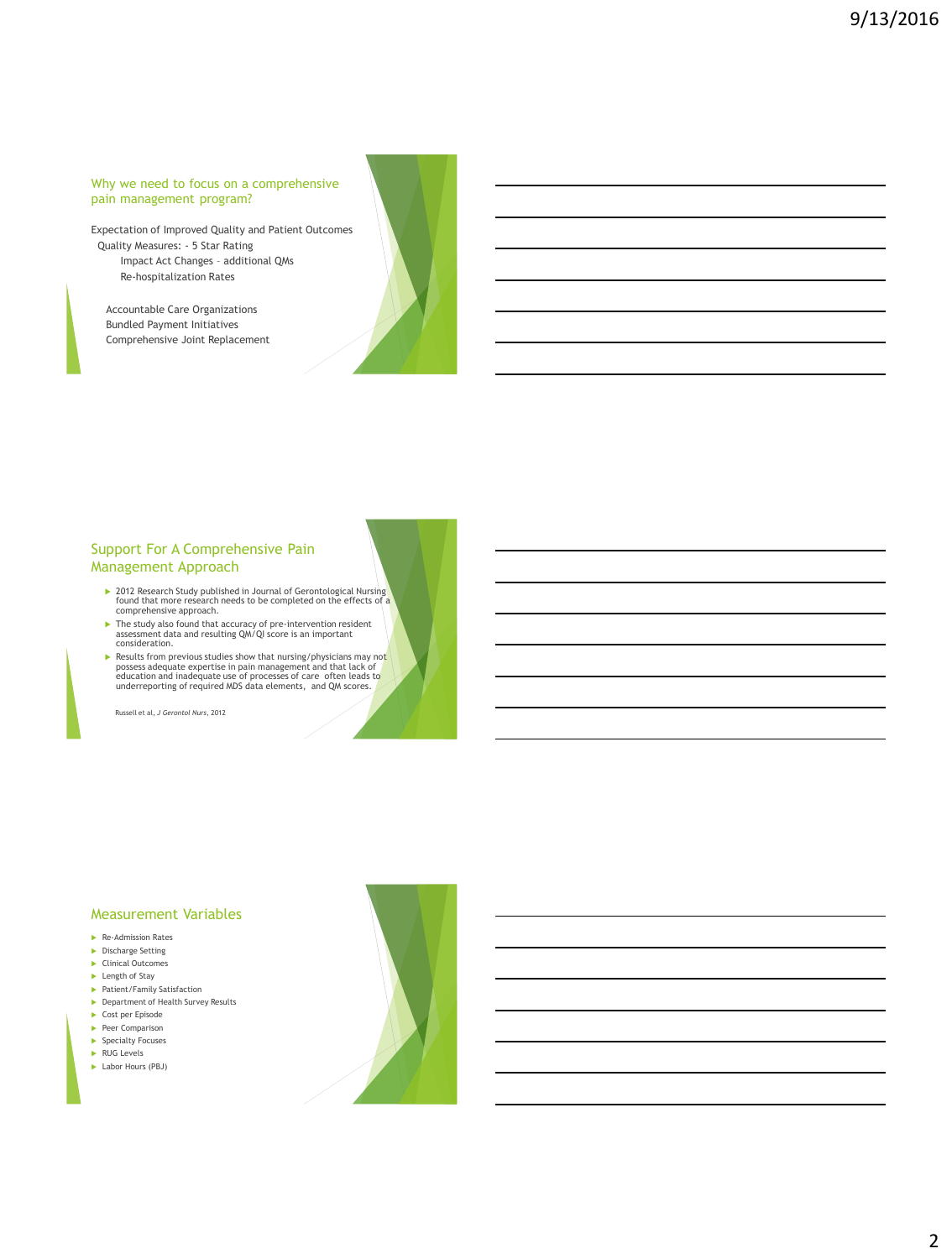## Why we need to focus on a comprehensive pain management program?

Expectation of Improved Quality and Patient Outcomes

Quality Measures: - 5 Star Rating

Impact Act Changes – additional QMs

Re-hospitalization Rates

Accountable Care Organizations

Bundled Payment Initiatives

Comprehensive Joint Replacement

## Support For A Comprehensive Pain Management Approach

- 2012 Research Study published in Journal of Gerontological Nursing found that more research needs to be completed on the effects of a comprehensive approach.
- The study also found that accuracy of pre-intervention resident assessment data and resulting QM/QI score is an important consideration.
- Results from previous studies show that nursing/physicians may not possess adequate expertise in pain management and that lack of education and inadequate use of processes of care often leads to underreporting of required MDS data elements, and QM scores.

Russell et al, *J Gerontol Nurs*, 2012

## Measurement Variables

- Re-Admission Rates
- Discharge Setting
- Clinical Outcomes
- Length of Stay
- Patient/Family Satisfaction
- Department of Health Survey Results
- Cost per Episode
- Peer Comparison
- Specialty Focuses
- RUG Levels
- Labor Hours (PBJ)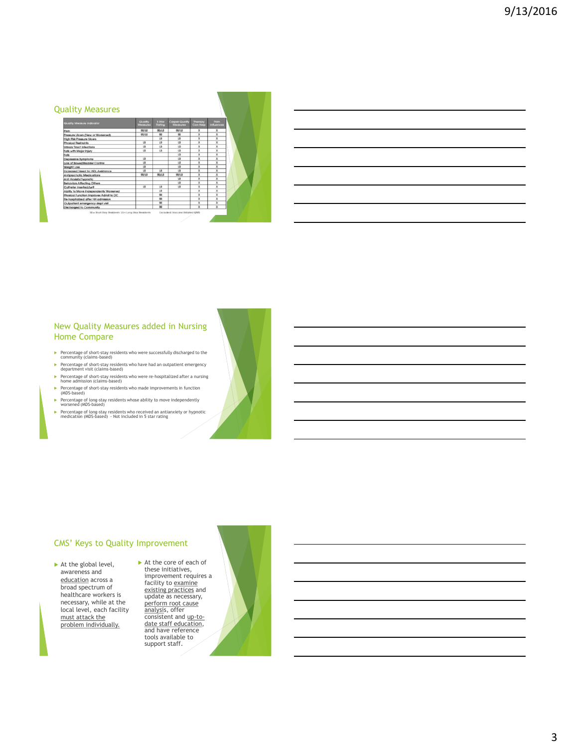## Quality Measures

| Quality Measure Indicator | Quality Measures | 5 Star Rating | Casper Quality Measures | Therapy Can Help | Pain Influences |
|---|---|---|---|---|---|
| Pain | SS/LS | SS/LS | SS/LS | X | X |
| Pressure Ulcers (New or Worsened) | SS/LS | SS | SS | X | X |
| High Risk Pressure Ulcers | | LS | LS | X | X |
| Physical Restraints | LS | LS | LS | X | X |
| Urinary Tract Infections | LS | LS | LS | X | X |
| Falls with Major Injury | LS | LS | LS | X | X |
| Falls | | | LS | X | X |
| Depressive Symptoms | LS | | LS | X | X |
| Loss of Bowel/Bladder Control | LS | | LS | X | X |
| Weight Loss | LS | | LS | X | X |
| Increased Need for ADL Assistance | LS | LS | LS | X | X |
| Antipsychotic Medications | SS/LS | SS/LS | SS/LS | X | X |
| Anti Anxiety/Hypnotic | | | LS | X | X |
| Behaviors Affecting Others | | | LS | X | X |
| Catheter Inserted/Left | LS | LS | LS | X | X |
| Ability to Move Independently Worsened | | LS | | X | X |
| Physical Function Improves Admit to DC | | SS | | X | X |
| Re-hospitalized after NH admission | | SS | | X | X |
| Outpatient emergency dept visit | | SS | | X | X |
| Discharged to Community | | SS | | X | X |

SS = Short Stay Residents LS = Long Stay Residents Excluded: Vaccine Related QMS

## New Quality Measures added in Nursing Home Compare

- Percentage of short-stay residents who were successfully discharged to the community (claims-based)
- Percentage of short-stay residents who have had an outpatient emergency department visit (claims-based)
- Percentage of short-stay residents who were re-hospitalized after a nursing home admission (claims-based)
- Percentage of short-stay residents who made improvements in function (MDS-based)
- Percentage of long-stay residents whose ability to move independently worsened (MDS-based)
- Percentage of long-stay residents who received an antianxiety or hypnotic medication (MDS-based) - Not included in 5 star rating

## CMS' Keys to Quality Improvement

- At the global level, awareness and education across a broad spectrum of healthcare workers is necessary, while at the local level, each facility must attack the problem individually.
- At the core of each of these initiatives, improvement requires a facility to examine existing practices and update as necessary, perform root cause analysis, offer consistent and up-to-date staff education, and have reference tools available to support staff.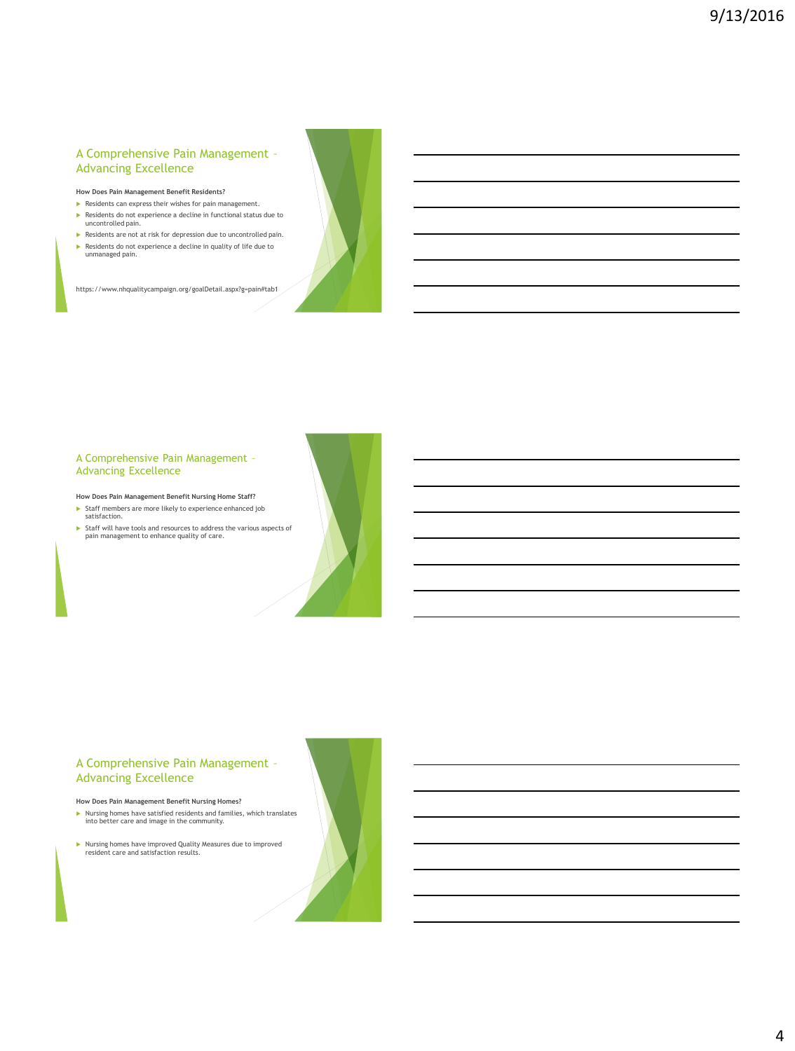## A Comprehensive Pain Management – Advancing Excellence

**How Does Pain Management Benefit Residents?**

- Residents can express their wishes for pain management.
- Residents do not experience a decline in functional status due to uncontrolled pain.
- Residents are not at risk for depression due to uncontrolled pain.
- Residents do not experience a decline in quality of life due to unmanaged pain.

https://www.nhqualitycampaign.org/goalDetail.aspx?g=pain#tab1

## A Comprehensive Pain Management – Advancing Excellence

**How Does Pain Management Benefit Nursing Home Staff?**

- Staff members are more likely to experience enhanced job satisfaction.
- Staff will have tools and resources to address the various aspects of pain management to enhance quality of care.

## A Comprehensive Pain Management – Advancing Excellence

**How Does Pain Management Benefit Nursing Homes?**

- Nursing homes have satisfied residents and families, which translates into better care and image in the community.
- Nursing homes have improved Quality Measures due to improved resident care and satisfaction results.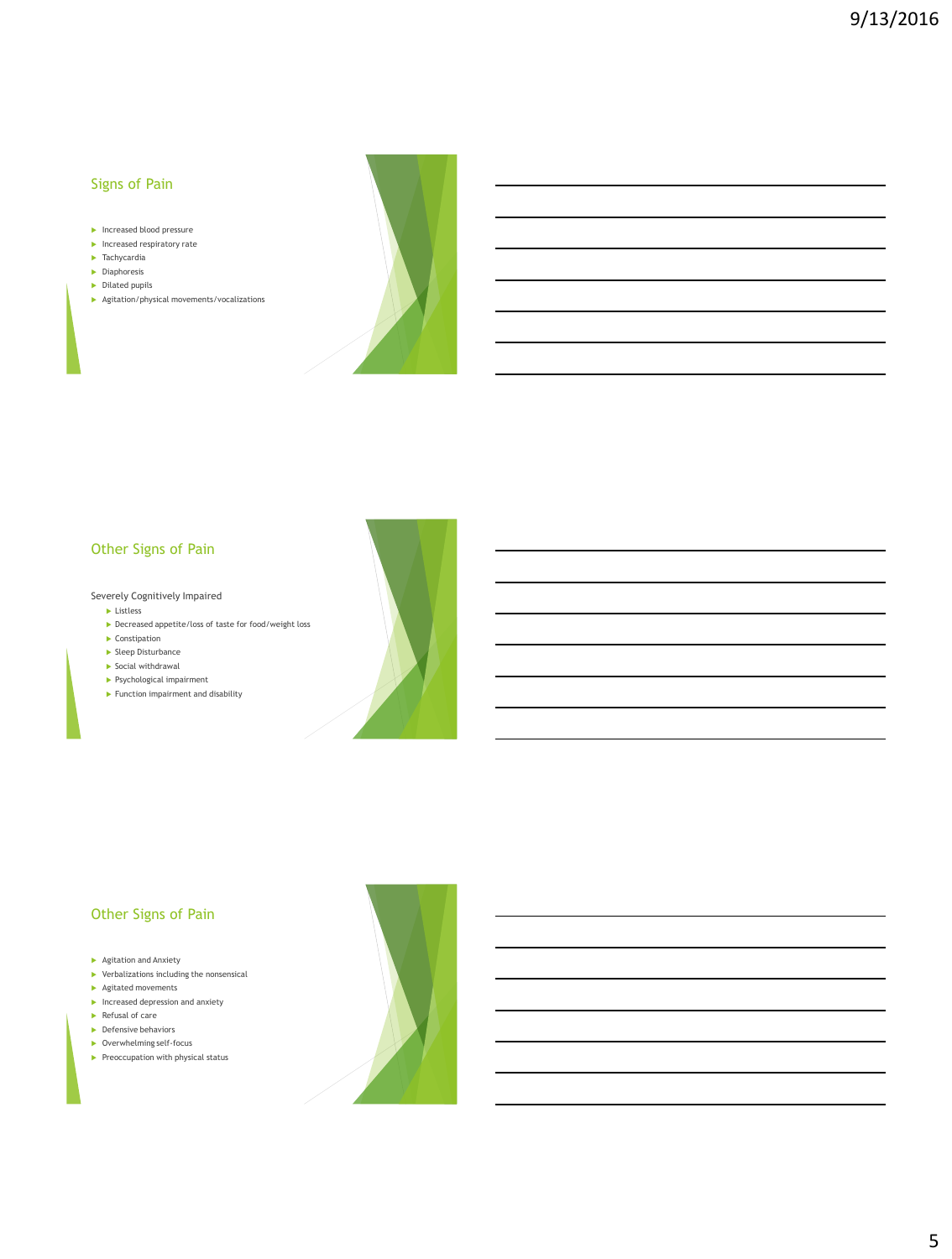## Signs of Pain

- Increased blood pressure
- Increased respiratory rate
- Tachycardia
- Diaphoresis
- Dilated pupils
- Agitation/physical movements/vocalizations

## Other Signs of Pain

Severely Cognitively Impaired

- Listless
- Decreased appetite/loss of taste for food/weight loss
- Constipation
- Sleep Disturbance
- Social withdrawal
- Psychological impairment
- Function impairment and disability

## Other Signs of Pain

- Agitation and Anxiety
- Verbalizations including the nonsensical
- Agitated movements
- Increased depression and anxiety
- Refusal of care
- Defensive behaviors
- Overwhelming self-focus
- Preoccupation with physical status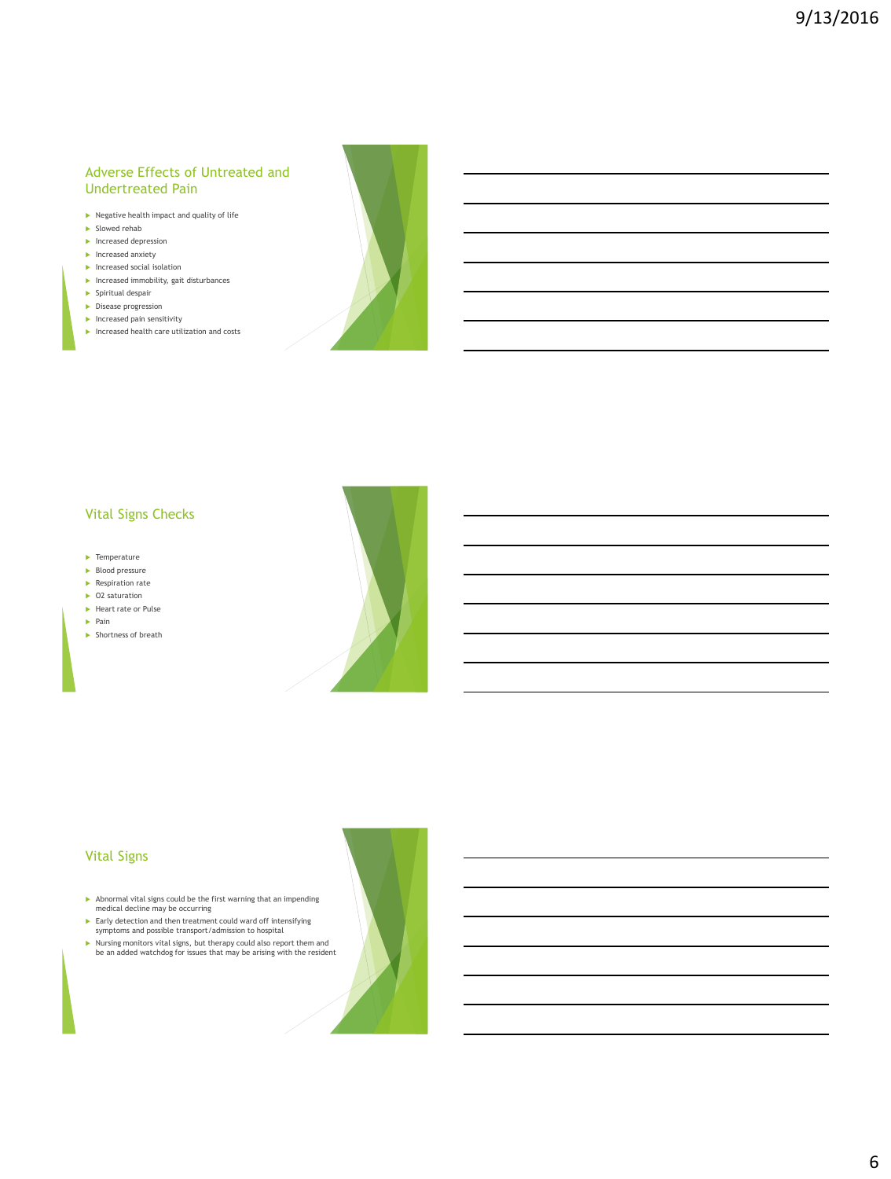## Adverse Effects of Untreated and Undertreated Pain

- Negative health impact and quality of life
- Slowed rehab
- Increased depression
- Increased anxiety
- Increased social isolation
- Increased immobility, gait disturbances
- Spiritual despair
- Disease progression
- Increased pain sensitivity
- Increased health care utilization and costs

## Vital Signs Checks

- Temperature
- Blood pressure
- Respiration rate
- O2 saturation
- Heart rate or Pulse
- Pain
- Shortness of breath

## Vital Signs

- Abnormal vital signs could be the first warning that an impending medical decline may be occurring
- Early detection and then treatment could ward off intensifying symptoms and possible transport/admission to hospital
- Nursing monitors vital signs, but therapy could also report them and be an added watchdog for issues that may be arising with the resident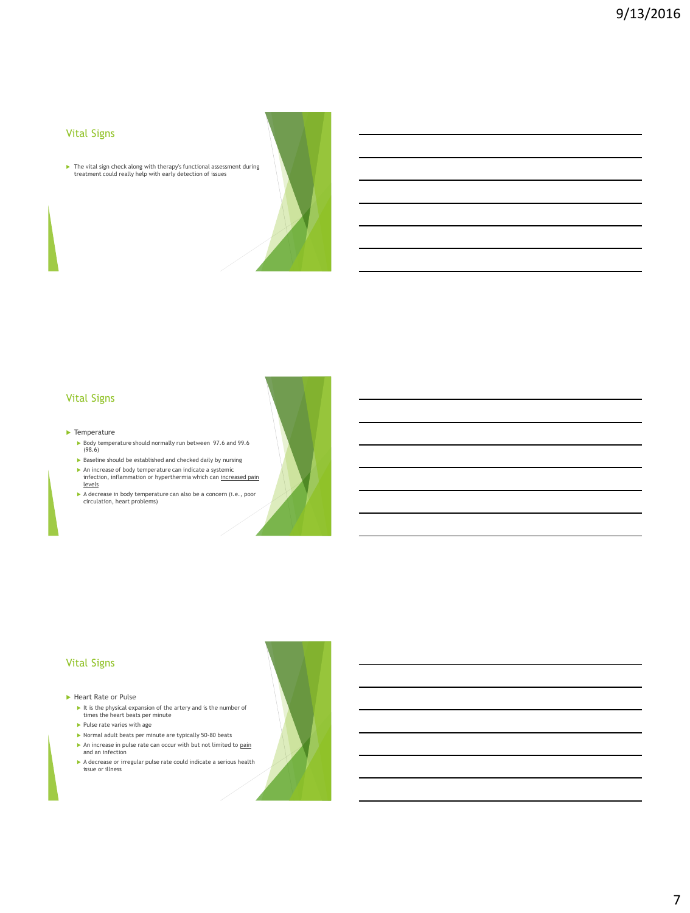## Vital Signs

- The vital sign check along with therapy's functional assessment during treatment could really help with early detection of issues

## Vital Signs

- Temperature
  - Body temperature should normally run between 97.6 and 99.6 (98.6)
  - Baseline should be established and checked daily by nursing
  - An increase of body temperature can indicate a systemic infection, inflammation or hyperthermia which can increased pain levels
  - A decrease in body temperature can also be a concern (i.e., poor circulation, heart problems)

## Vital Signs

- Heart Rate or Pulse
  - It is the physical expansion of the artery and is the number of times the heart beats per minute
  - Pulse rate varies with age
  - Normal adult beats per minute are typically 50-80 beats
  - An increase in pulse rate can occur with but not limited to pain and an infection
  - A decrease or irregular pulse rate could indicate a serious health issue or illness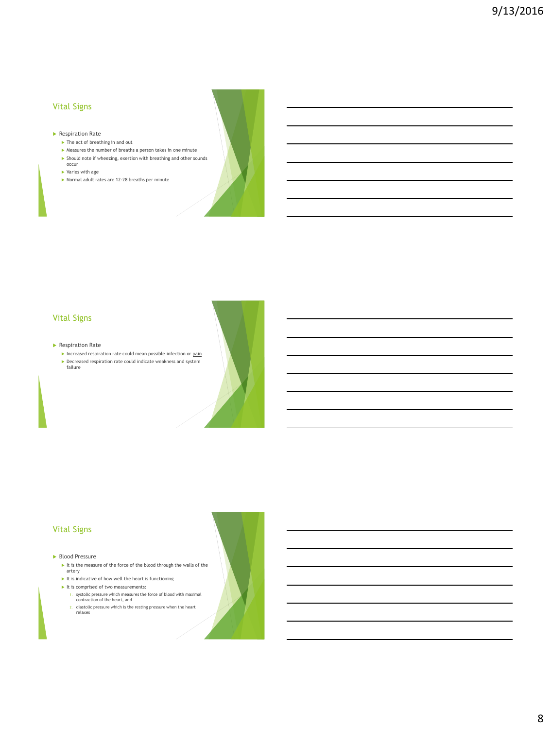## Vital Signs

- Respiration Rate
  - The act of breathing in and out
  - Measures the number of breaths a person takes in one minute
  - Should note if wheezing, exertion with breathing and other sounds occur
  - Varies with age
  - Normal adult rates are 12-28 breaths per minute

## Vital Signs

- Respiration Rate
  - Increased respiration rate could mean possible infection or pain
  - Decreased respiration rate could indicate weakness and system failure

## Vital Signs

- Blood Pressure
  - It is the measure of the force of the blood through the walls of the artery
  - It is indicative of how well the heart is functioning
  - It is comprised of two measurements:
    1. systolic pressure which measures the force of blood with maximal contraction of the heart, and
    2. diastolic pressure which is the resting pressure when the heart relaxes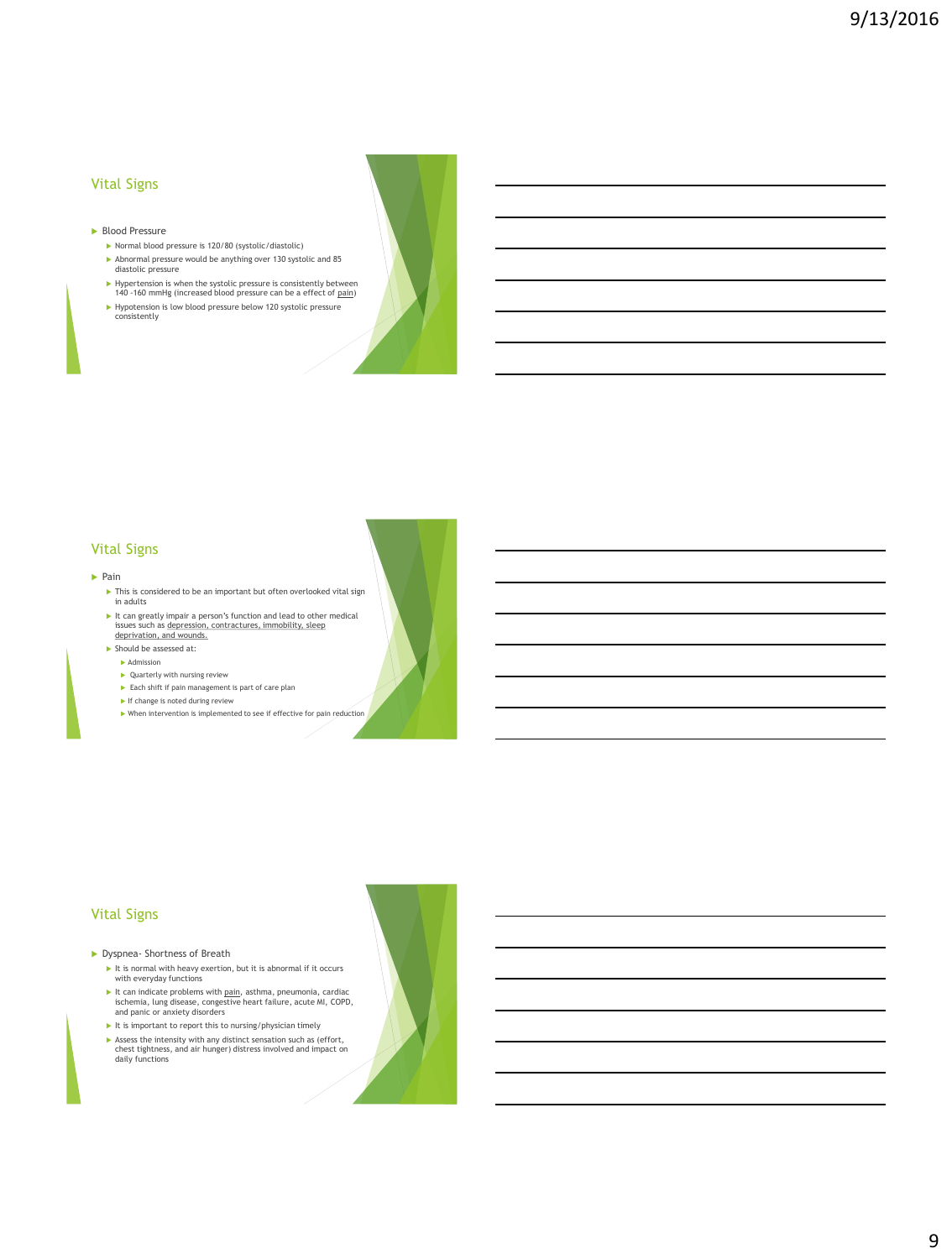## Vital Signs

- Blood Pressure
  - Normal blood pressure is 120/80 (systolic/diastolic)
  - Abnormal pressure would be anything over 130 systolic and 85 diastolic pressure
  - Hypertension is when the systolic pressure is consistently between 140 -160 mmHg (increased blood pressure can be a effect of pain)
  - Hypotension is low blood pressure below 120 systolic pressure consistently

## Vital Signs

- Pain
  - This is considered to be an important but often overlooked vital sign in adults
  - It can greatly impair a person's function and lead to other medical issues such as depression, contractures, immobility, sleep deprivation, and wounds.
  - Should be assessed at:
    - Admission
    - Quarterly with nursing review
    - Each shift if pain management is part of care plan
    - If change is noted during review
    - When intervention is implemented to see if effective for pain reduction

## Vital Signs

- Dyspnea- Shortness of Breath
  - It is normal with heavy exertion, but it is abnormal if it occurs with everyday functions
  - It can indicate problems with pain, asthma, pneumonia, cardiac ischemia, lung disease, congestive heart failure, acute MI, COPD, and panic or anxiety disorders
  - It is important to report this to nursing/physician timely
  - Assess the intensity with any distinct sensation such as (effort, chest tightness, and air hunger) distress involved and impact on daily functions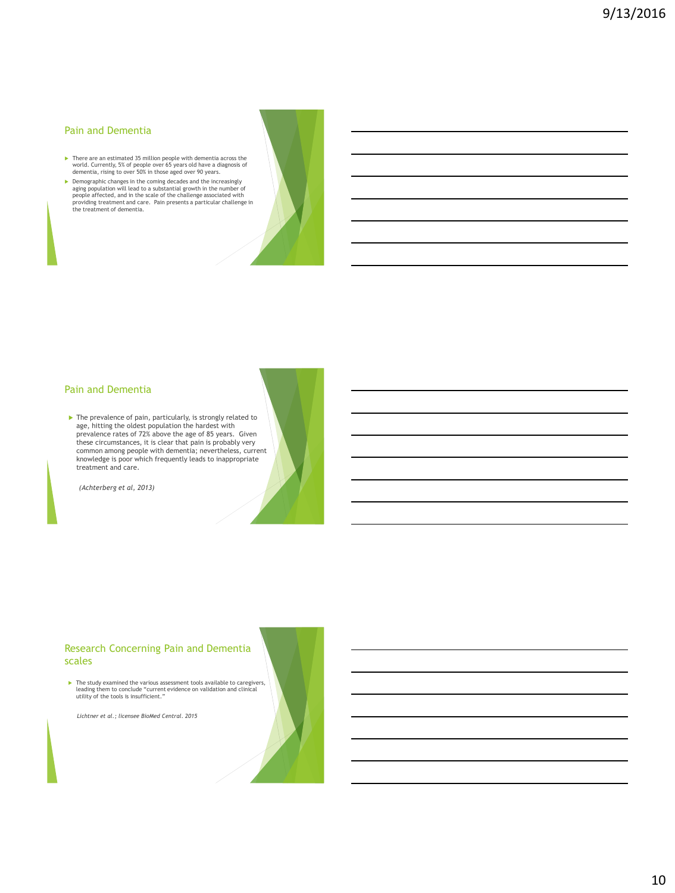## Pain and Dementia

- There are an estimated 35 million people with dementia across the world. Currently, 5% of people over 65 years old have a diagnosis of dementia, rising to over 50% in those aged over 90 years.
- Demographic changes in the coming decades and the increasingly aging population will lead to a substantial growth in the number of people affected, and in the scale of the challenge associated with providing treatment and care. Pain presents a particular challenge in the treatment of dementia.

## Pain and Dementia

- The prevalence of pain, particularly, is strongly related to age, hitting the oldest population the hardest with prevalence rates of 72% above the age of 85 years. Given these circumstances, it is clear that pain is probably very common among people with dementia; nevertheless, current knowledge is poor which frequently leads to inappropriate treatment and care.

*(Achterberg et al, 2013)*

## Research Concerning Pain and Dementia scales

- The study examined the various assessment tools available to caregivers, leading them to conclude "current evidence on validation and clinical utility of the tools is insufficient."

*Lichtner et al.; licensee BioMed Central. 2015*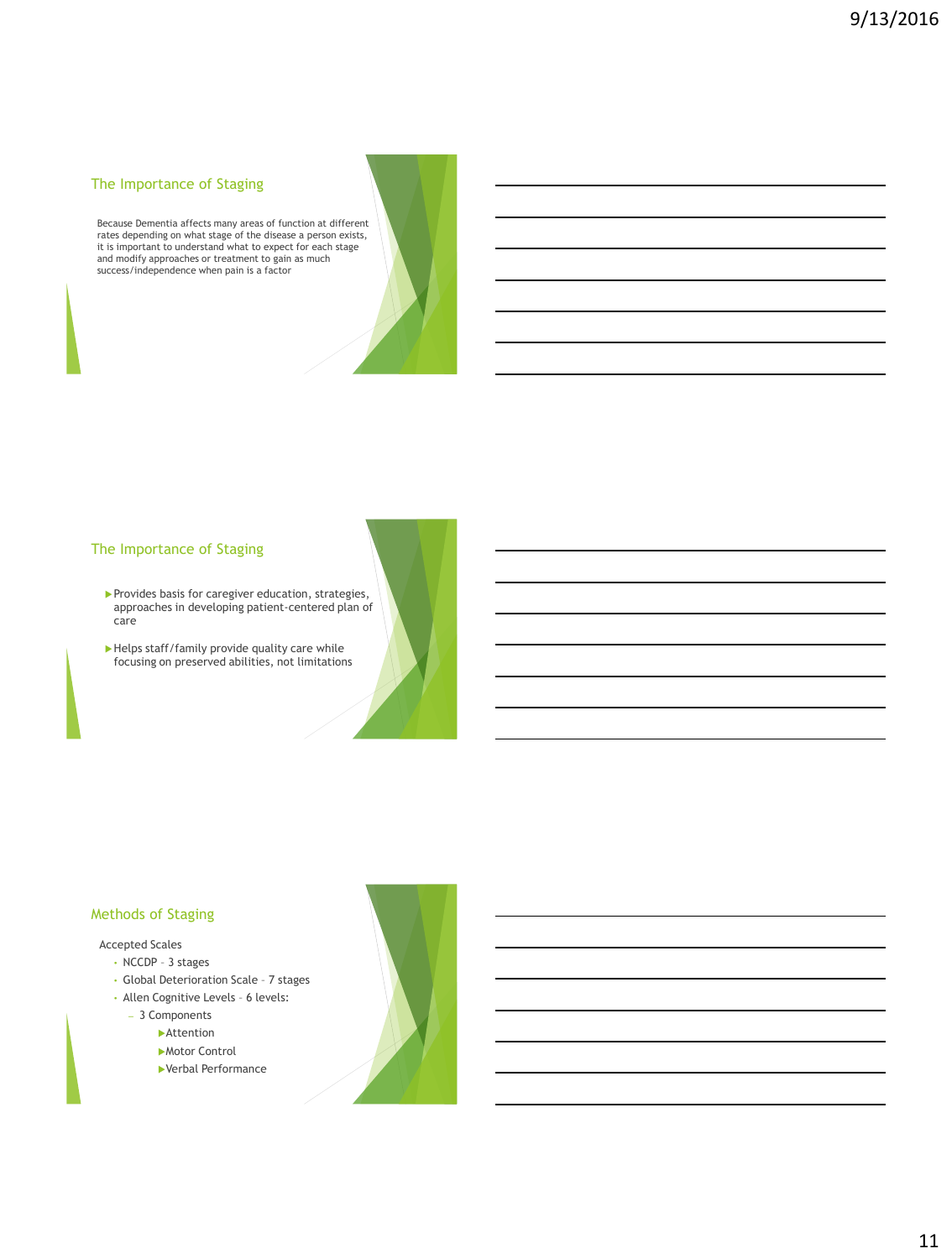## The Importance of Staging

Because Dementia affects many areas of function at different rates depending on what stage of the disease a person exists, it is important to understand what to expect for each stage and modify approaches or treatment to gain as much success/independence when pain is a factor

## The Importance of Staging

- Provides basis for caregiver education, strategies, approaches in developing patient-centered plan of care
- Helps staff/family provide quality care while focusing on preserved abilities, not limitations

## Methods of Staging

Accepted Scales

- NCCDP – 3 stages
- Global Deterioration Scale – 7 stages
- Allen Cognitive Levels – 6 levels:
  - 3 Components
    - Attention
    - Motor Control
    - Verbal Performance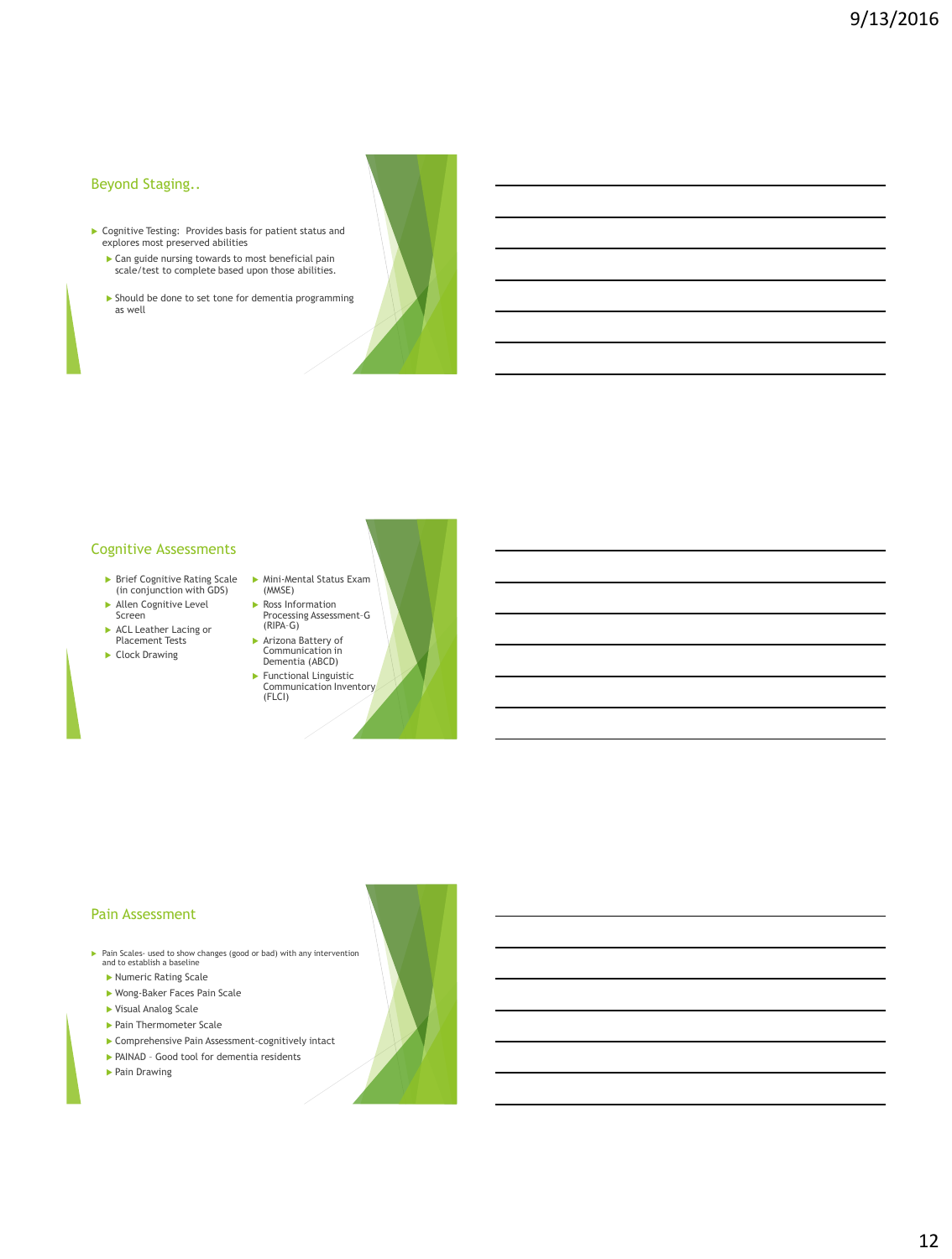## Beyond Staging..

- Cognitive Testing: Provides basis for patient status and explores most preserved abilities
  - Can guide nursing towards to most beneficial pain scale/test to complete based upon those abilities.
  - Should be done to set tone for dementia programming as well

## Cognitive Assessments

- Brief Cognitive Rating Scale (in conjunction with GDS)
- Allen Cognitive Level Screen
- ACL Leather Lacing or Placement Tests
- Clock Drawing
- Mini-Mental Status Exam (MMSE)
- Ross Information Processing Assessment-G (RIPA-G)
- Arizona Battery of Communication in Dementia (ABCD)
- Functional Linguistic Communication Inventory (FLCI)

## Pain Assessment

- Pain Scales- used to show changes (good or bad) with any intervention and to establish a baseline
  - Numeric Rating Scale
  - Wong-Baker Faces Pain Scale
  - Visual Analog Scale
  - Pain Thermometer Scale
  - Comprehensive Pain Assessment-cognitively intact
  - PAINAD - Good tool for dementia residents
  - Pain Drawing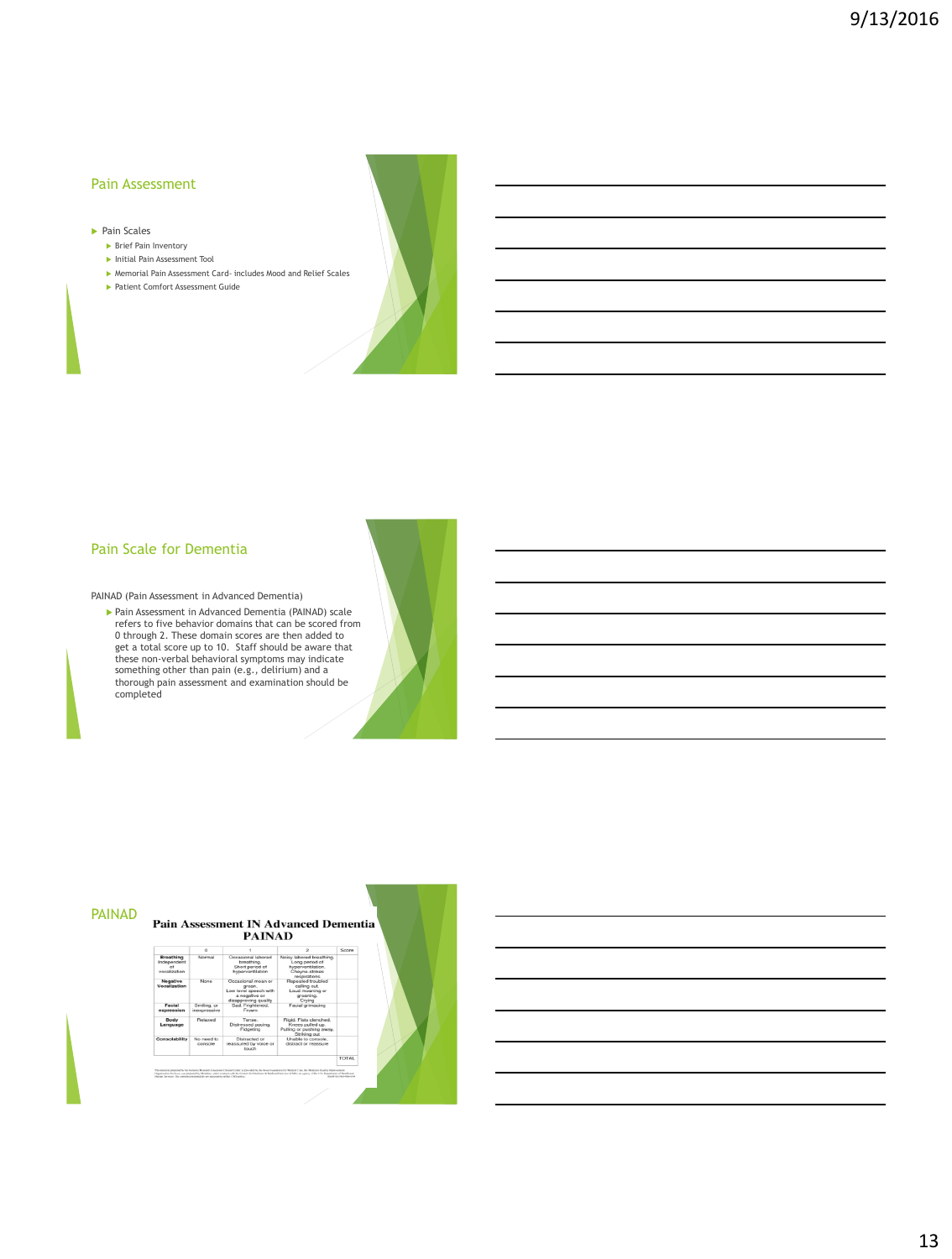## Pain Assessment

- Pain Scales
  - Brief Pain Inventory
  - Initial Pain Assessment Tool
  - Memorial Pain Assessment Card- includes Mood and Relief Scales
  - Patient Comfort Assessment Guide

## Pain Scale for Dementia

PAINAD (Pain Assessment in Advanced Dementia)

- Pain Assessment in Advanced Dementia (PAINAD) scale refers to five behavior domains that can be scored from 0 through 2. These domain scores are then added to get a total score up to 10. Staff should be aware that these non-verbal behavioral symptoms may indicate something other than pain (e.g., delirium) and a thorough pain assessment and examination should be completed

## PAINAD

### Pain Assessment IN Advanced Dementia PAINAD

| | 0 | 1 | 2 | Score |
|---|---|---|---|---|
| Breathing independent of vocalization | Normal | Occasional labored breathing. Short period of hyperventilation | Noisy labored breathing. Long period of hyperventilation. Cheyne-stokes respirations | |
| Negative Vocalization | None | Occasional moan or groan. Low level speech with a negative or disapproving quality | Repeated troubled calling out. Loud moaning or groaning. Crying | |
| Facial expression | Smiling, or inexpressive | Sad. Frightened. Frown | Facial grimacing | |
| Body Language | Relaxed | Tense. Distressed pacing. Fidgeting | Rigid. Fists clenched. Knees pulled up. Pulling or pushing away. Striking out | |
| Consolability | No need to console | Distracted or reassured by voice or touch | Unable to console, distract or reassure | |
| | | | | TOTAL |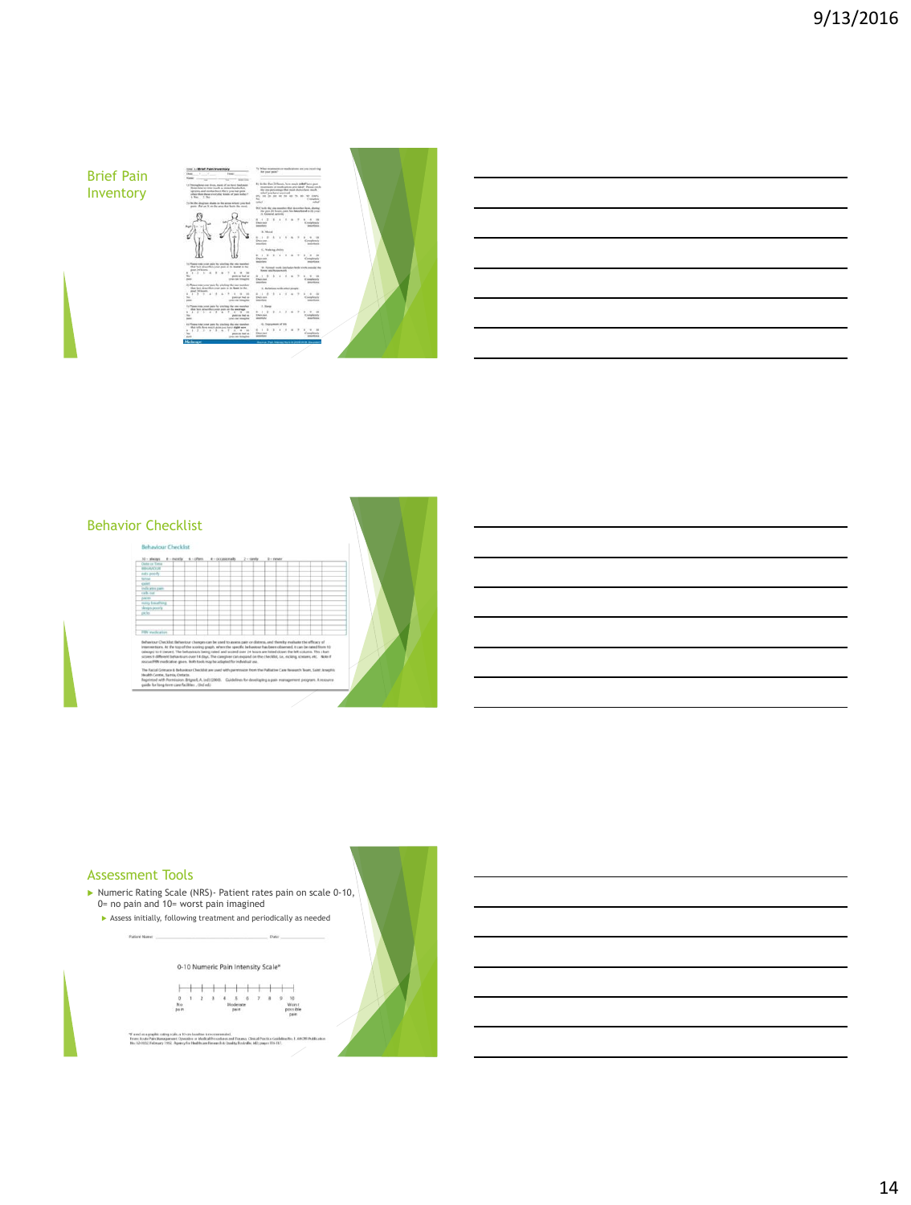## Brief Pain Inventory

## Behavior Checklist

## Assessment Tools

- Numeric Rating Scale (NRS)- Patient rates pain on scale 0-10, 0= no pain and 10= worst pain imagined
  - Assess initially, following treatment and periodically as needed

0-10 Numeric Pain Intensity Scale*

0 1 2 3 4 5 6 7 8 9 10

No pain — Moderate pain — Worst possible pain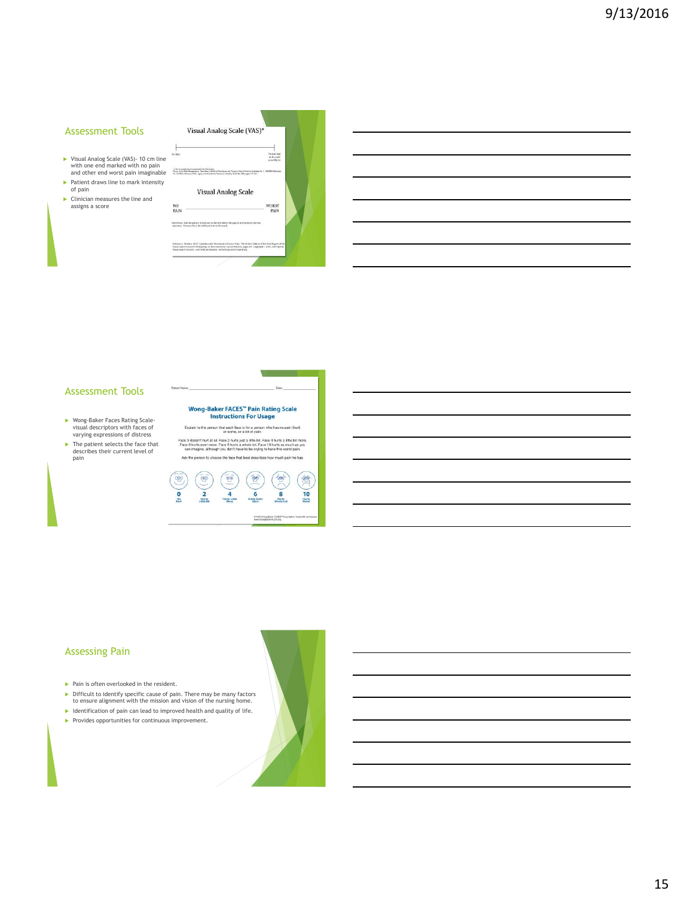## Assessment Tools

- Visual Analog Scale (VAS)- 10 cm line with one end marked with no pain and other end worst pain imaginable
- Patient draws line to mark intensity of pain
- Clinician measures the line and assigns a score

Visual Analog Scale (VAS)*

Visual Analog Scale

NO PAIN — WORST PAIN

## Assessment Tools

- Wong-Baker Faces Rating Scale- visual descriptors with faces of varying expressions of distress
- The patient selects the face that describes their current level of pain

Wong-Baker FACES™ Pain Rating Scale Instructions For Usage

Explain to the person that each face is for a person who has no pain (hurt) or some, or a lot of pain.

Face 0 doesn't hurt at all. Face 2 hurts just a little bit. Face 4 hurts a little bit more. Face 6 hurts even more. Face 8 hurts a whole lot. Face 10 hurts as much as you can imagine, although you don't have to be crying to have this worst pain.

Ask the person to choose the face that best describes how much pain he has.

0 No Hurt | 2 Hurts Little Bit | 4 Hurts Little More | 6 Hurts Even More | 8 Hurts Whole Lot | 10 Hurts Worst

## Assessing Pain

- Pain is often overlooked in the resident.
- Difficult to identify specific cause of pain. There may be many factors to ensure alignment with the mission and vision of the nursing home.
- Identification of pain can lead to improved health and quality of life.
- Provides opportunities for continuous improvement.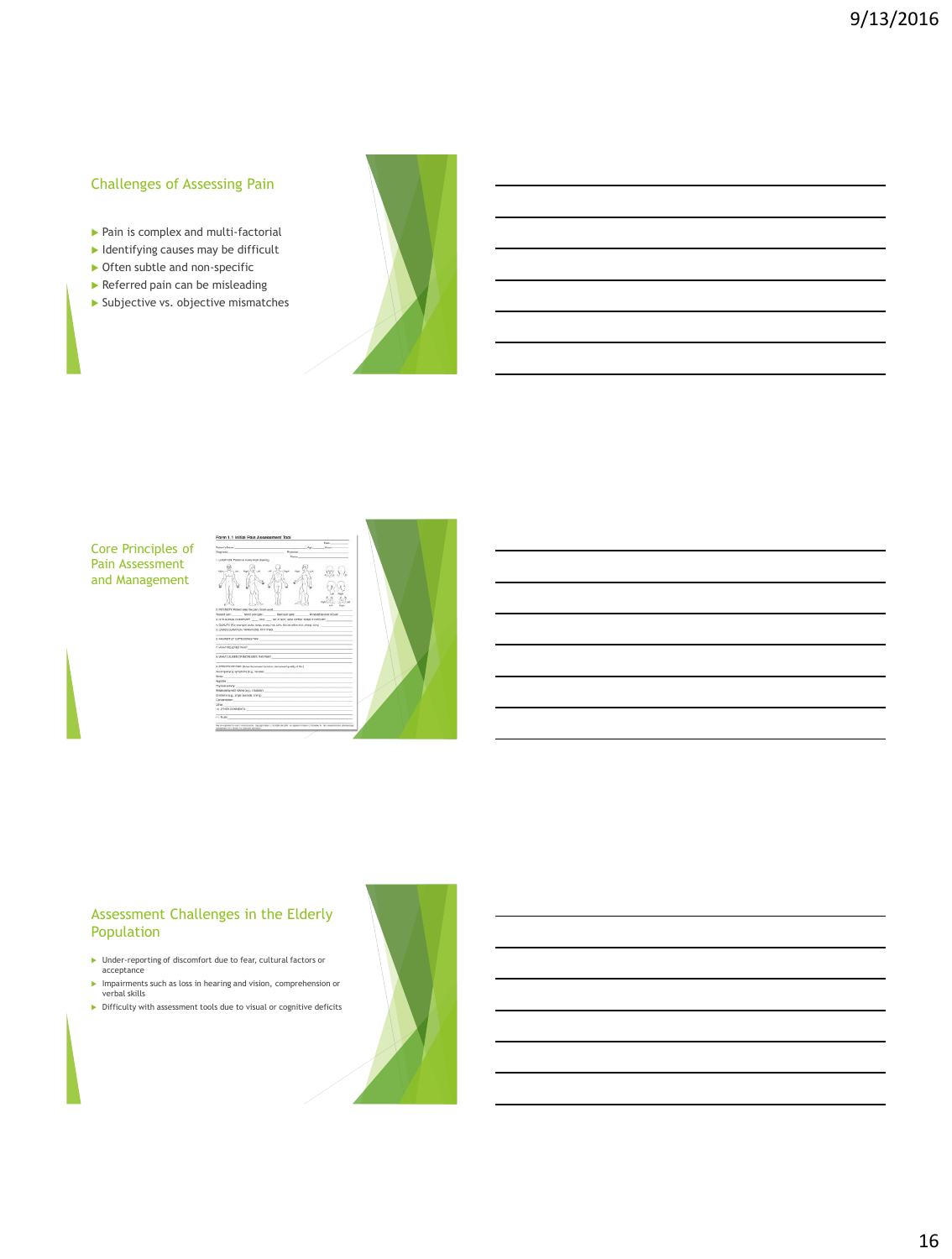## Challenges of Assessing Pain

- Pain is complex and multi-factorial
- Identifying causes may be difficult
- Often subtle and non-specific
- Referred pain can be misleading
- Subjective vs. objective mismatches

## Core Principles of Pain Assessment and Management

## Assessment Challenges in the Elderly Population

- Under-reporting of discomfort due to fear, cultural factors or acceptance
- Impairments such as loss in hearing and vision, comprehension or verbal skills
- Difficulty with assessment tools due to visual or cognitive deficits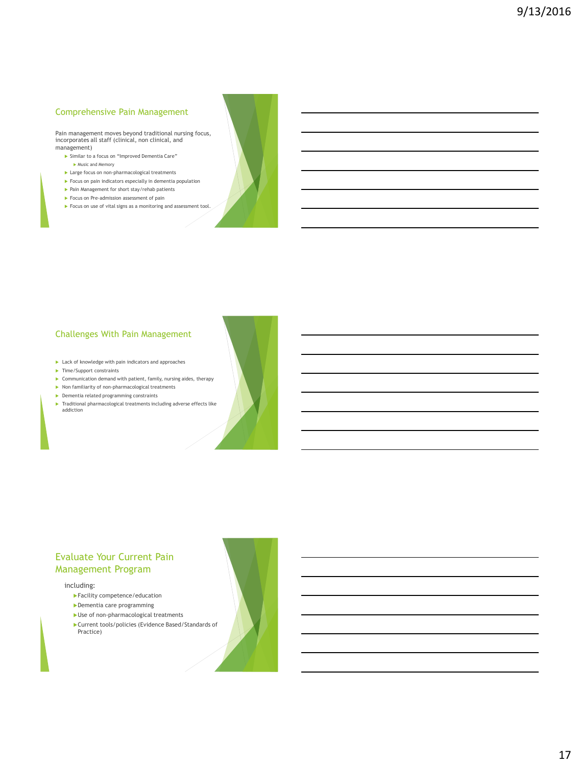## Comprehensive Pain Management

Pain management moves beyond traditional nursing focus, incorporates all staff (clinical, non clinical, and management)

- Similar to a focus on "Improved Dementia Care"
  - Music and Memory
- Large focus on non-pharmacological treatments
- Focus on pain indicators especially in dementia population
- Pain Management for short stay/rehab patients
- Focus on Pre-admission assessment of pain
- Focus on use of vital signs as a monitoring and assessment tool.

## Challenges With Pain Management

- Lack of knowledge with pain indicators and approaches
- Time/Support constraints
- Communication demand with patient, family, nursing aides, therapy
- Non familiarity of non-pharmacological treatments
- Dementia related programming constraints
- Traditional pharmacological treatments including adverse effects like addiction

## Evaluate Your Current Pain Management Program

including:

- Facility competence/education
- Dementia care programming
- Use of non-pharmacological treatments
- Current tools/policies (Evidence Based/Standards of Practice)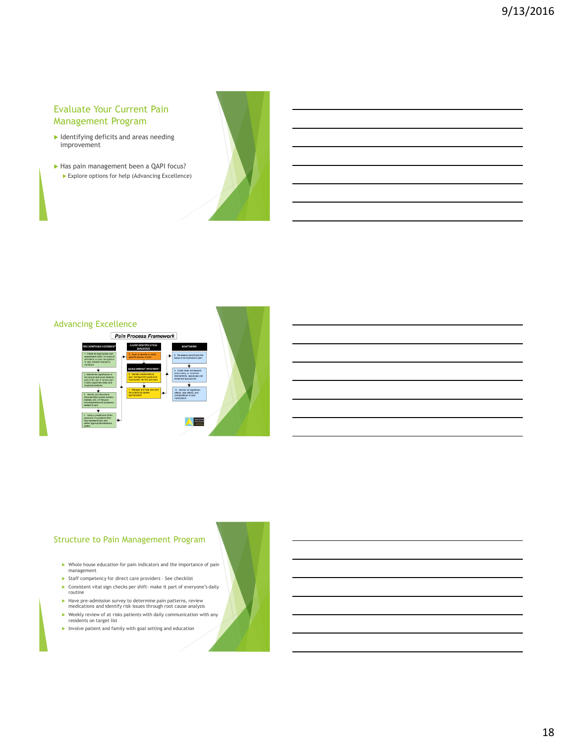## Evaluate Your Current Pain Management Program

- Identifying deficits and areas needing improvement
- Has pain management been a QAPI focus?
  - Explore options for help (Advancing Excellence)

## Advancing Excellence

**Pain Process Framework**

| RECOGNITION/ASSESSMENT | CAUSE IDENTIFICATION DIAGNOSIS | MONITORING |
| --- | --- | --- |
| 1. Initiate an appropriate pain assessment within 24 hours of admission or upon recognition of pain related change in condition | 5. Seek to identify or clarify specific causes of pain | 8. Re-assess periodically the status of an individual's pain |
| 2. Identify the significance of risk factors that could relate to pain or the risk of having pain in both cognitively intact and impaired residents | MANAGEMENT/TREATMENT: 6. Identify resident/family pain management goals and incorporate into the pain care | 9. If pain does not respond adequately to selected interventions, reevaluate and revise the approaches |
| 3. Identify and document characteristics (onset, location, intensity, etc.) of the pain including behavioral symptoms related to pain | 7. Manage and treat pain and the underlying causes as appropriate | 10. Monitor for significant effects, side effects, and complications of pain medications |
| 4. Notify a practitioner of the presence of symptoms that may represent pain and obtain appropriate treatment orders | | |

## Structure to Pain Management Program

- Whole house education for pain indicators and the importance of pain management
- Staff competency for direct care providers - See checklist
- Consistent vital sign checks per shift- make it part of everyone's daily routine
- Have pre-admission survey to determine pain patterns, review medications and identify risk issues through root cause analysis
- Weekly review of at risks patients with daily communication with any residents on target list
- Involve patient and family with goal setting and education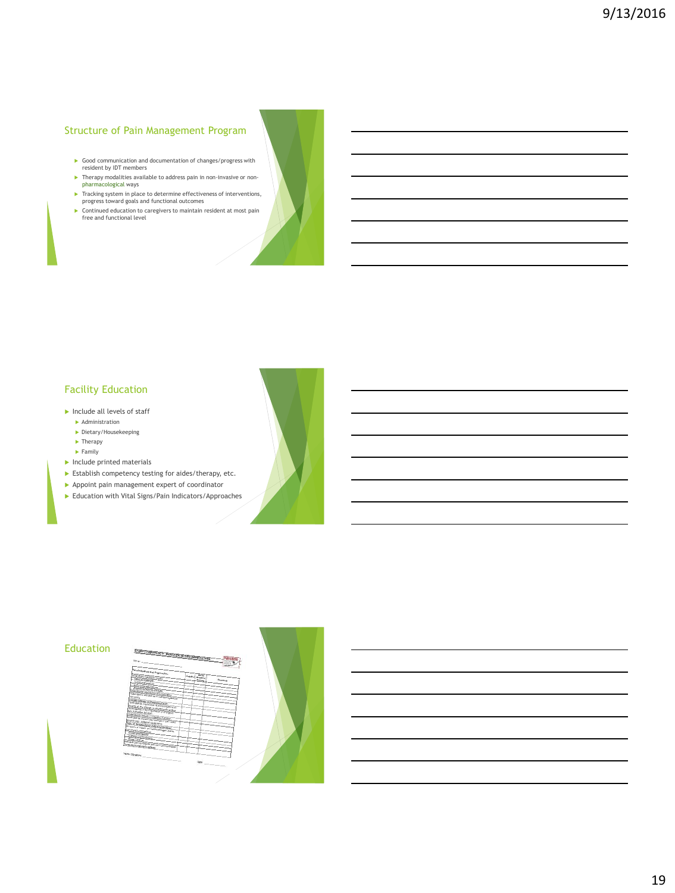## Structure of Pain Management Program

- Good communication and documentation of changes/progress with resident by IDT members
- Therapy modalities available to address pain in non-invasive or non-pharmacological ways
- Tracking system in place to determine effectiveness of interventions, progress toward goals and functional outcomes
- Continued education to caregivers to maintain resident at most pain free and functional level

## Facility Education

- Include all levels of staff
  - Administration
  - Dietary/Housekeeping
  - Therapy
  - Family
- Include printed materials
- Establish competency testing for aides/therapy, etc.
- Appoint pain management expert of coordinator
- Education with Vital Signs/Pain Indicators/Approaches

## Education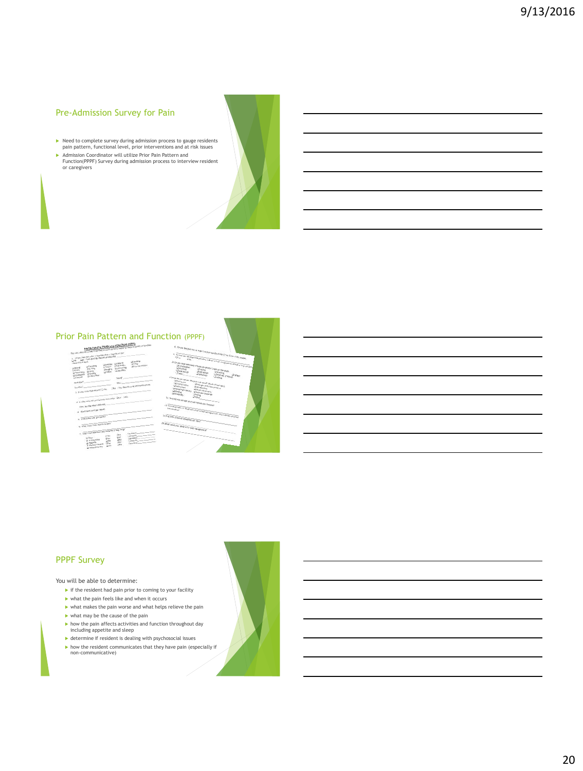## Pre-Admission Survey for Pain

- Need to complete survey during admission process to gauge residents pain pattern, functional level, prior interventions and at risk issues
- Admission Coordinator will utilize Prior Pain Pattern and Function(PPPF) Survey during admission process to interview resident or caregivers

## Prior Pain Pattern and Function (PPPF)

## PPPF Survey

You will be able to determine:

- if the resident had pain prior to coming to your facility
- what the pain feels like and when it occurs
- what makes the pain worse and what helps relieve the pain
- what may be the cause of the pain
- how the pain affects activities and function throughout day including appetite and sleep
- determine if resident is dealing with psychosocial issues
- how the resident communicates that they have pain (especially if non-communicative)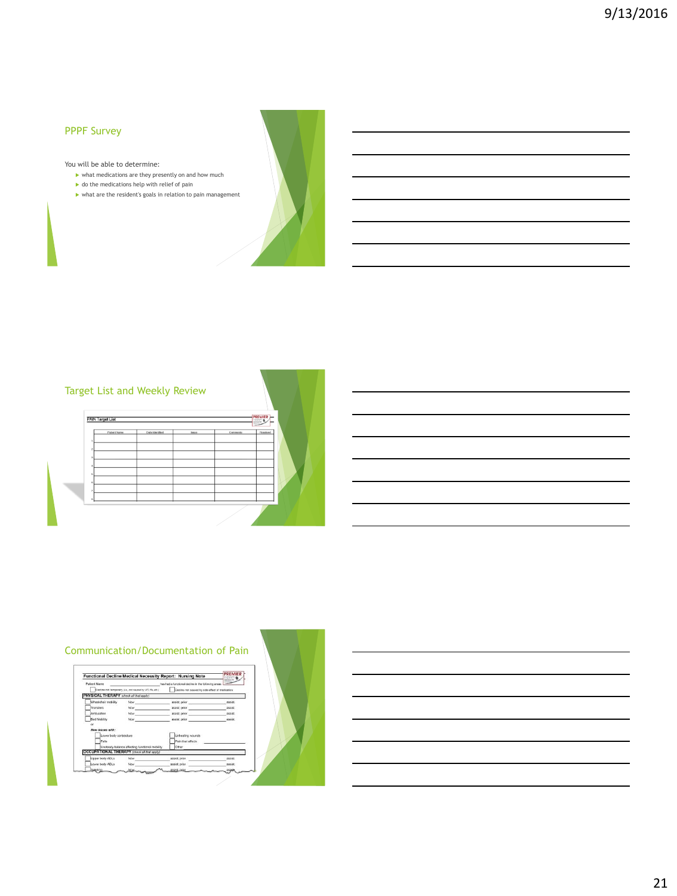## PPPF Survey

You will be able to determine:

- what medications are they presently on and how much
- do the medications help with relief of pain
- what are the resident's goals in relation to pain management

## Target List and Weekly Review

PAIN Target List

|   | Patient Name | Date Identified | Issue | Comments | Resolved |
|---|---|---|---|---|---|
| 1 | | | | | |
| 2 | | | | | |
| 3 | | | | | |
| 4 | | | | | |
| 5 | | | | | |
| 6 | | | | | |
| 7 | | | | | |
| 8 | | | | | |

## Communication/Documentation of Pain

Functional Decline/Medical Necessity Report: Nursing Note

Patient Name \_\_\_\_\_\_\_\_\_\_ has had a functional decline in the following areas:

- [ ] Decline not temporary (i.e., not caused by UTI, flu, etc.)
- [ ] Decline not caused by side effect of medication

PHYSICAL THERAPY (check all that apply)

- [ ] Wheelchair mobility Now \_\_\_\_\_\_ assist; prior \_\_\_\_\_\_ assist.
- [ ] Transfers Now \_\_\_\_\_\_ assist; prior \_\_\_\_\_\_ assist.
- [ ] Ambulation Now \_\_\_\_\_\_ assist; prior \_\_\_\_\_\_ assist.
- [ ] Bed Mobility Now \_\_\_\_\_\_ assist; prior \_\_\_\_\_\_ assist.

or

New issues with:

- [ ] Lower body contracture
- [ ] Falls
- [ ] Unsteady balance affecting functional mobility
- [ ] Unhealing wounds
- [ ] Pain that affects \_\_\_\_\_\_
- [ ] Other

OCCUPATIONAL THERAPY (check all that apply)

- [ ] Upper body ADLs Now \_\_\_\_\_\_ assist; prior \_\_\_\_\_\_ assist.
- [ ] Lower body ADLs Now \_\_\_\_\_\_ assist; prior \_\_\_\_\_\_ assist.
- [ ] Toileting Now \_\_\_\_\_\_ assist; prior \_\_\_\_\_\_ assist.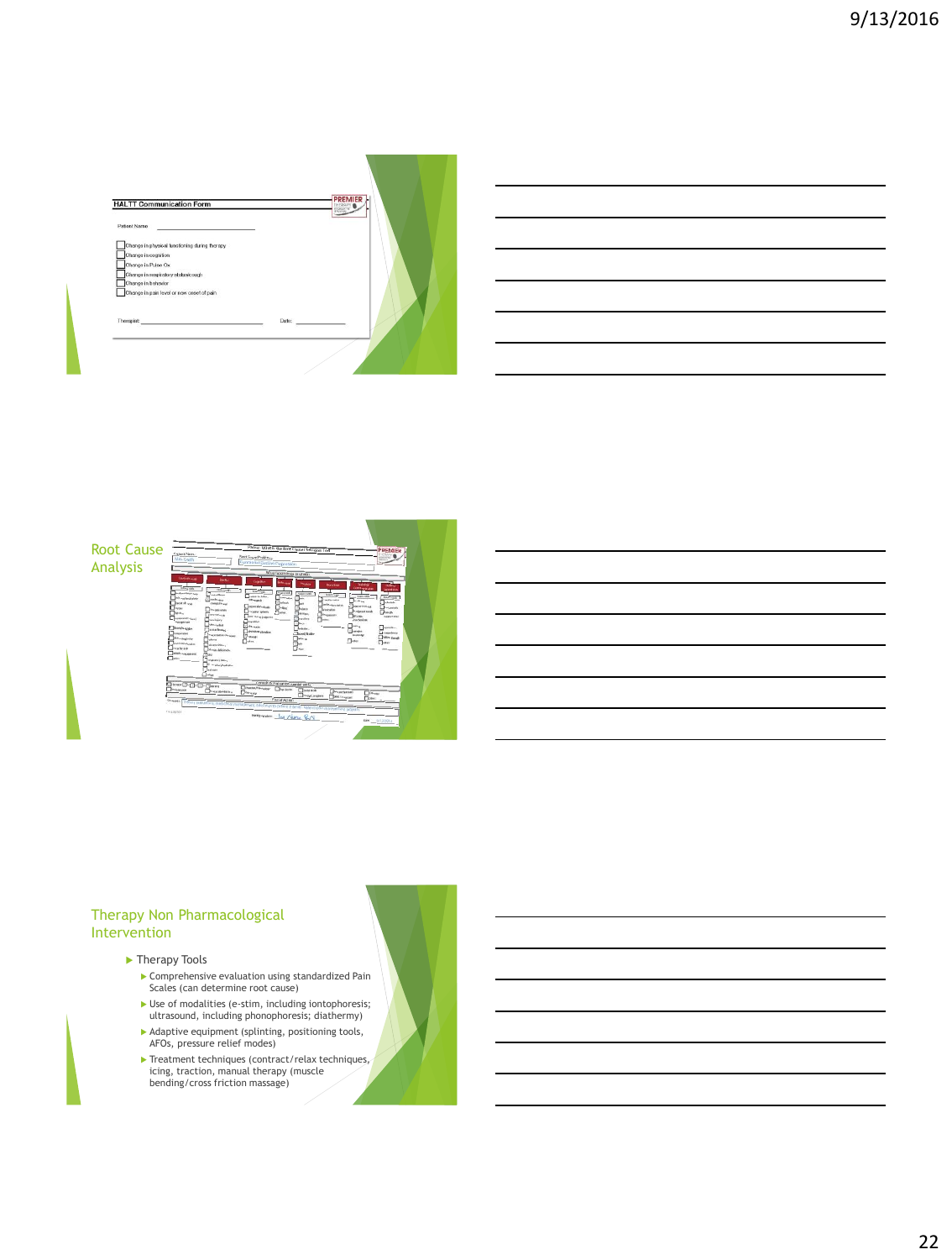## HALTT Communication Form

Patient Name ____________________

- [ ] Change in physical functioning during therapy
- [ ] Change in cognition
- [ ] Change in Pulse Ox
- [ ] Change in respiratory status/cough
- [ ] Change in behavior
- [ ] Change in pain level or new onset of pain

Therapist: ____________________ Date: ____________

## Root Cause Analysis

## Therapy Non Pharmacological Intervention

- Therapy Tools
  - Comprehensive evaluation using standardized Pain Scales (can determine root cause)
  - Use of modalities (e-stim, including iontophoresis; ultrasound, including phonophoresis; diathermy)
  - Adaptive equipment (splinting, positioning tools, AFOs, pressure relief modes)
  - Treatment techniques (contract/relax techniques, icing, traction, manual therapy (muscle bending/cross friction massage)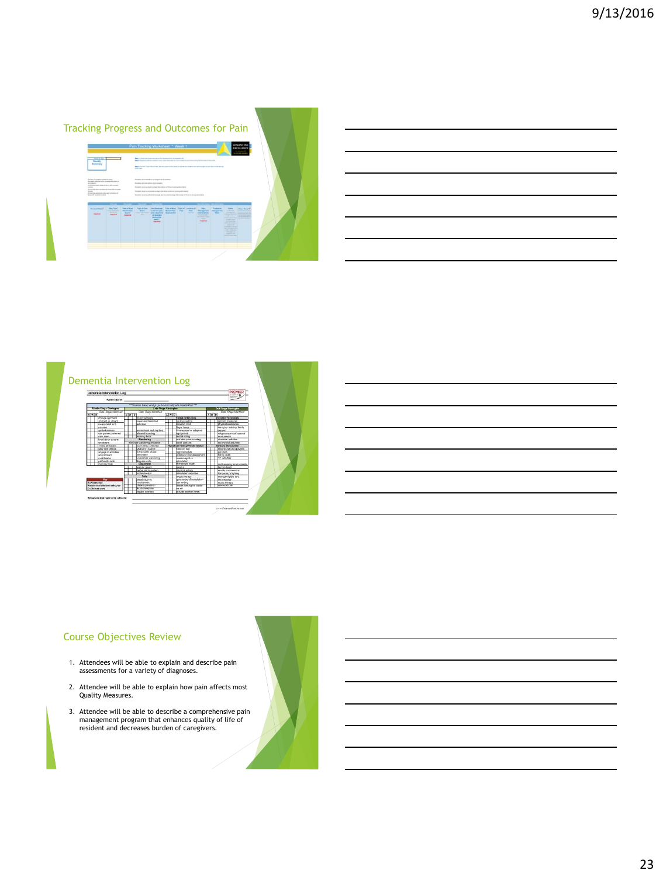## Tracking Progress and Outcomes for Pain

## Dementia Intervention Log

## Course Objectives Review

1. Attendees will be able to explain and describe pain assessments for a variety of diagnoses.
2. Attendee will be able to explain how pain affects most Quality Measures.
3. Attendee will be able to describe a comprehensive pain management program that enhances quality of life of resident and decreases burden of caregivers.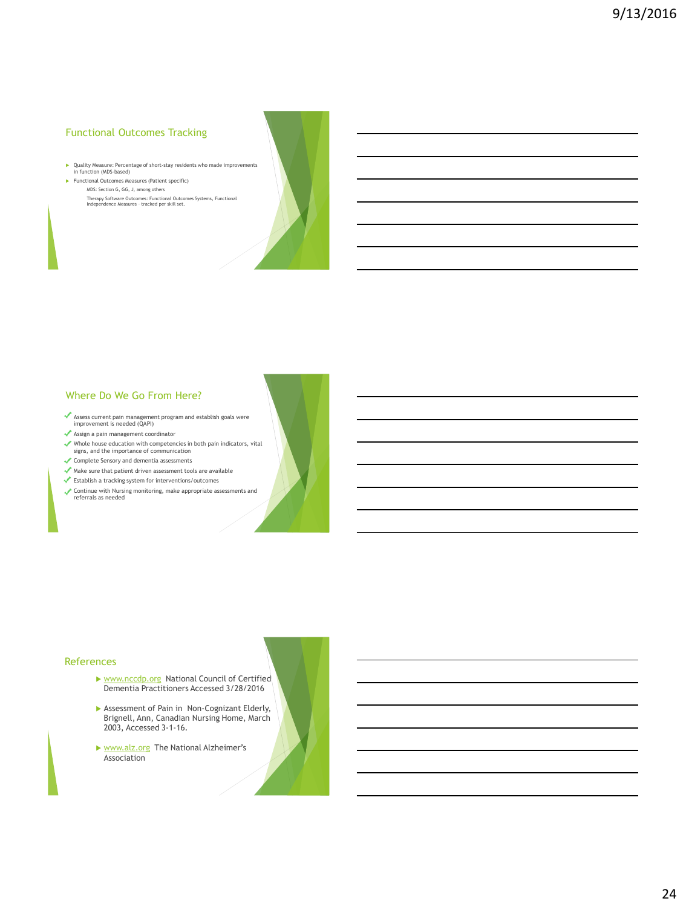## Functional Outcomes Tracking

- Quality Measure: Percentage of short-stay residents who made improvements in function (MDS-based)
- Functional Outcomes Measures (Patient specific)
  - MDS: Section G, GG, J, among others
  - Therapy Software Outcomes: Functional Outcomes Systems, Functional Independence Measures – tracked per skill set.

## Where Do We Go From Here?

- Assess current pain management program and establish goals were improvement is needed (QAPI)
- Assign a pain management coordinator
- Whole house education with competencies in both pain indicators, vital signs, and the importance of communication
- Complete Sensory and dementia assessments
- Make sure that patient driven assessment tools are available
- Establish a tracking system for interventions/outcomes
- Continue with Nursing monitoring, make appropriate assessments and referrals as needed

## References

- www.nccdp.org National Council of Certified Dementia Practitioners Accessed 3/28/2016
- Assessment of Pain in Non-Cognizant Elderly, Brignell, Ann, Canadian Nursing Home, March 2003, Accessed 3-1-16.
- www.alz.org The National Alzheimer's Association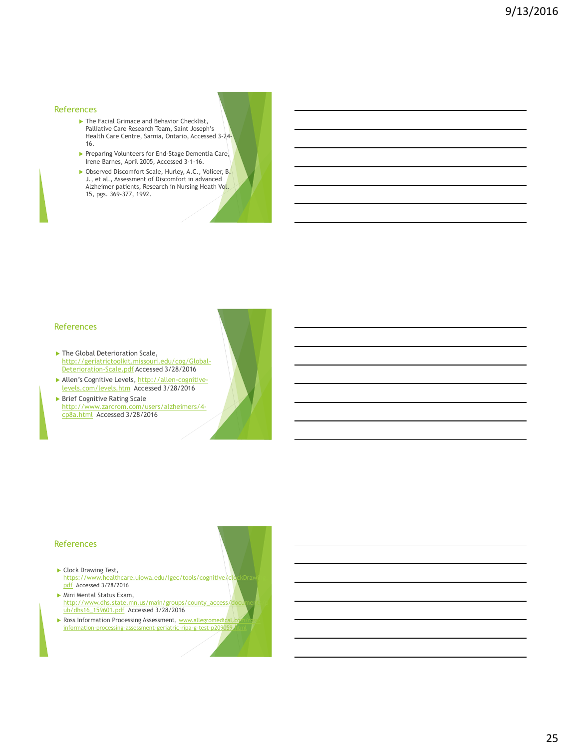## References

- The Facial Grimace and Behavior Checklist, Palliative Care Research Team, Saint Joseph's Health Care Centre, Sarnia, Ontario, Accessed 3-24-16.
- Preparing Volunteers for End-Stage Dementia Care, Irene Barnes, April 2005, Accessed 3-1-16.
- Observed Discomfort Scale, Hurley, A.C., Volicer, B. J., et al., Assessment of Discomfort in advanced Alzheimer patients, Research in Nursing Heath Vol. 15, pgs. 369-377, 1992.

## References

- The Global Deterioration Scale, http://geriatrictoolkit.missouri.edu/cog/Global-Deterioration-Scale.pdf Accessed 3/28/2016
- Allen's Cognitive Levels, http://allen-cognitive-levels.com/levels.htm Accessed 3/28/2016
- Brief Cognitive Rating Scale http://www.zarcrom.com/users/alzheimers/4-cp8a.html Accessed 3/28/2016

## References

- Clock Drawing Test, https://www.healthcare.uiowa.edu/igec/tools/cognitive/clockDraw.pdf Accessed 3/28/2016
- Mini Mental Status Exam, http://www.dhs.state.mn.us/main/groups/county_access/documents/pub/dhs16_159601.pdf Accessed 3/28/2016
- Ross Information Processing Assessment, www.allegromedical.com/ross-information-processing-assessment-geriatric-ripa-g-test-p209059.html